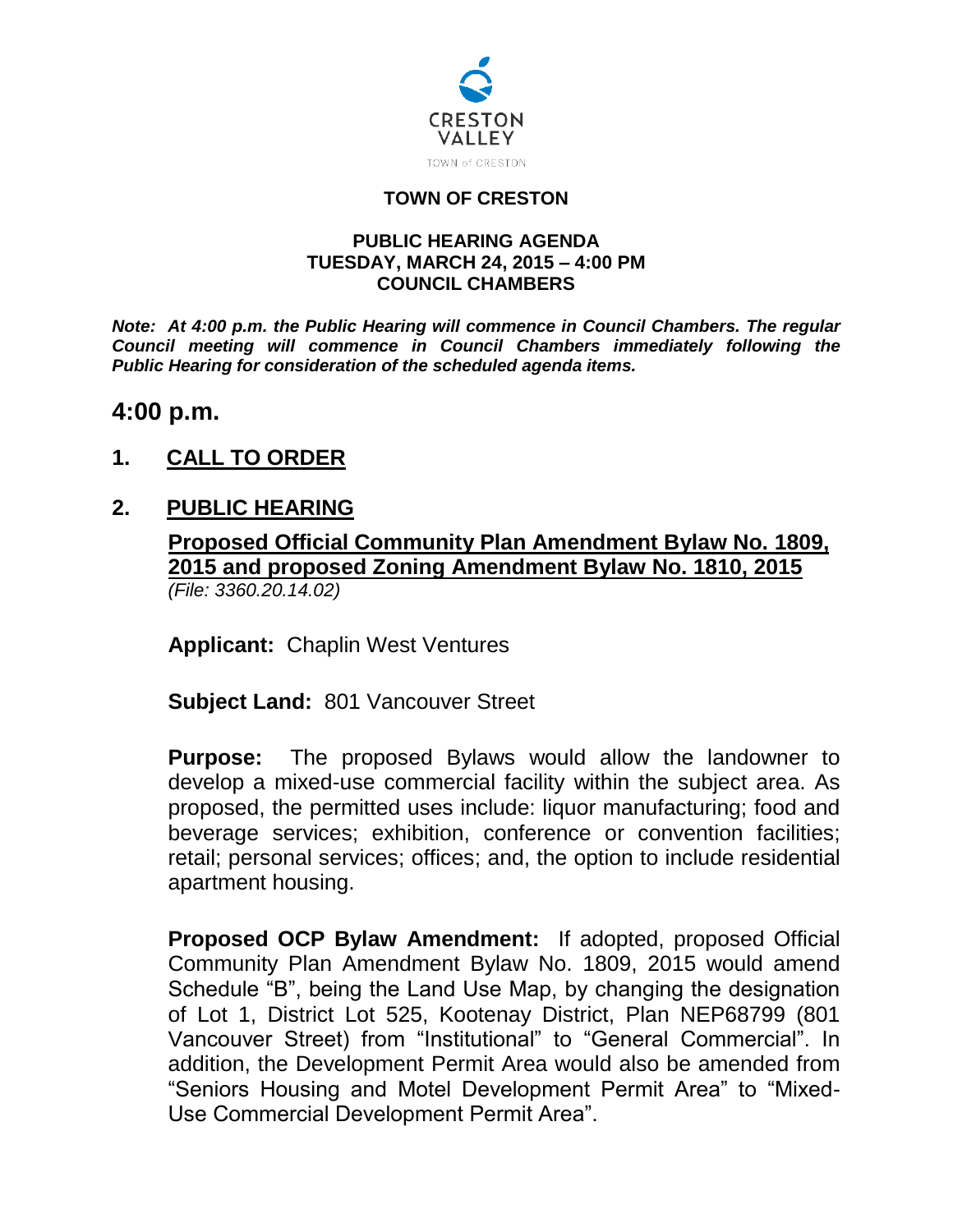CRESTON VALLEY

TOWN of CRESTON

**TOWN OF CRESTON**

**PUBLIC HEARING AGENDA**
**TUESDAY, MARCH 24, 2015 – 4:00 PM**
**COUNCIL CHAMBERS**

***Note: At 4:00 p.m. the Public Hearing will commence in Council Chambers. The regular Council meeting will commence in Council Chambers immediately following the Public Hearing for consideration of the scheduled agenda items.***

## 4:00 p.m.

## 1. CALL TO ORDER

## 2. PUBLIC HEARING

**Proposed Official Community Plan Amendment Bylaw No. 1809, 2015 and proposed Zoning Amendment Bylaw No. 1810, 2015**
*(File: 3360.20.14.02)*

**Applicant:** Chaplin West Ventures

**Subject Land:** 801 Vancouver Street

**Purpose:** The proposed Bylaws would allow the landowner to develop a mixed-use commercial facility within the subject area. As proposed, the permitted uses include: liquor manufacturing; food and beverage services; exhibition, conference or convention facilities; retail; personal services; offices; and, the option to include residential apartment housing.

**Proposed OCP Bylaw Amendment:** If adopted, proposed Official Community Plan Amendment Bylaw No. 1809, 2015 would amend Schedule "B", being the Land Use Map, by changing the designation of Lot 1, District Lot 525, Kootenay District, Plan NEP68799 (801 Vancouver Street) from "Institutional" to "General Commercial". In addition, the Development Permit Area would also be amended from "Seniors Housing and Motel Development Permit Area" to "Mixed-Use Commercial Development Permit Area".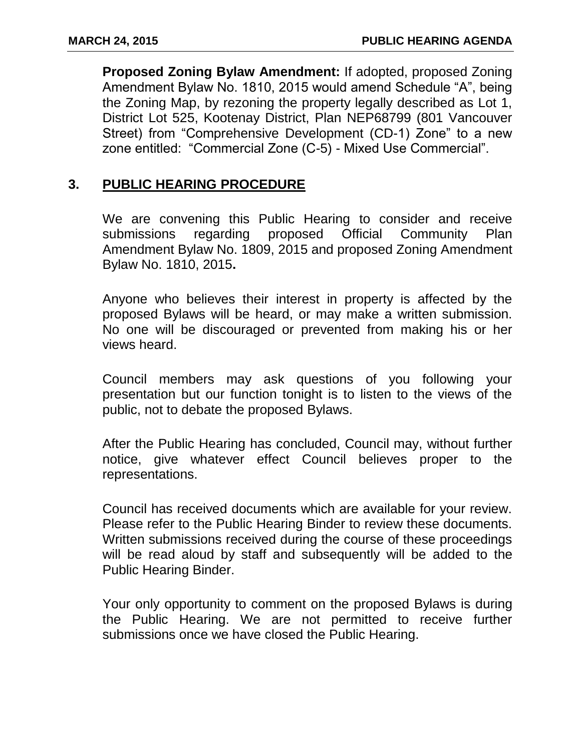**Proposed Zoning Bylaw Amendment:** If adopted, proposed Zoning Amendment Bylaw No. 1810, 2015 would amend Schedule "A", being the Zoning Map, by rezoning the property legally described as Lot 1, District Lot 525, Kootenay District, Plan NEP68799 (801 Vancouver Street) from "Comprehensive Development (CD-1) Zone" to a new zone entitled: "Commercial Zone (C-5) - Mixed Use Commercial".

## 3. PUBLIC HEARING PROCEDURE

We are convening this Public Hearing to consider and receive submissions regarding proposed Official Community Plan Amendment Bylaw No. 1809, 2015 and proposed Zoning Amendment Bylaw No. 1810, 2015**.**

Anyone who believes their interest in property is affected by the proposed Bylaws will be heard, or may make a written submission. No one will be discouraged or prevented from making his or her views heard.

Council members may ask questions of you following your presentation but our function tonight is to listen to the views of the public, not to debate the proposed Bylaws.

After the Public Hearing has concluded, Council may, without further notice, give whatever effect Council believes proper to the representations.

Council has received documents which are available for your review. Please refer to the Public Hearing Binder to review these documents. Written submissions received during the course of these proceedings will be read aloud by staff and subsequently will be added to the Public Hearing Binder.

Your only opportunity to comment on the proposed Bylaws is during the Public Hearing. We are not permitted to receive further submissions once we have closed the Public Hearing.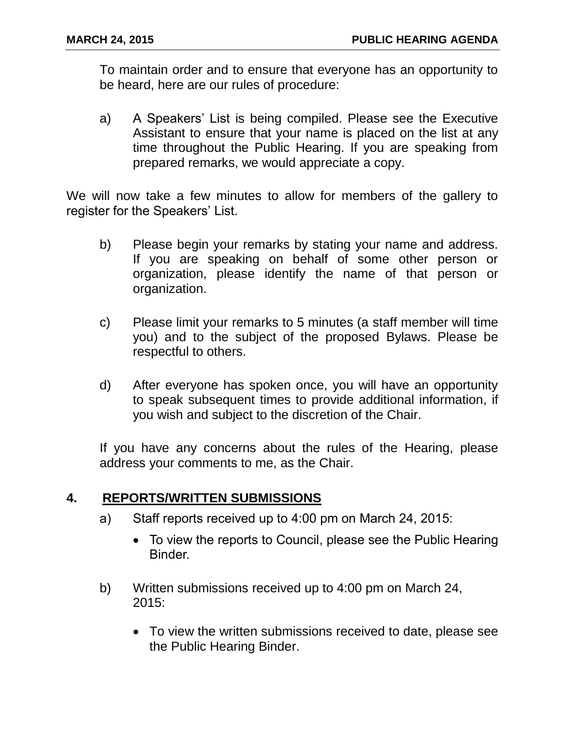To maintain order and to ensure that everyone has an opportunity to be heard, here are our rules of procedure:

a) A Speakers' List is being compiled. Please see the Executive Assistant to ensure that your name is placed on the list at any time throughout the Public Hearing. If you are speaking from prepared remarks, we would appreciate a copy.

We will now take a few minutes to allow for members of the gallery to register for the Speakers' List.

b) Please begin your remarks by stating your name and address. If you are speaking on behalf of some other person or organization, please identify the name of that person or organization.

c) Please limit your remarks to 5 minutes (a staff member will time you) and to the subject of the proposed Bylaws. Please be respectful to others.

d) After everyone has spoken once, you will have an opportunity to speak subsequent times to provide additional information, if you wish and subject to the discretion of the Chair.

If you have any concerns about the rules of the Hearing, please address your comments to me, as the Chair.

## 4. REPORTS/WRITTEN SUBMISSIONS

a) Staff reports received up to 4:00 pm on March 24, 2015:

- To view the reports to Council, please see the Public Hearing Binder.

b) Written submissions received up to 4:00 pm on March 24, 2015:

- To view the written submissions received to date, please see the Public Hearing Binder.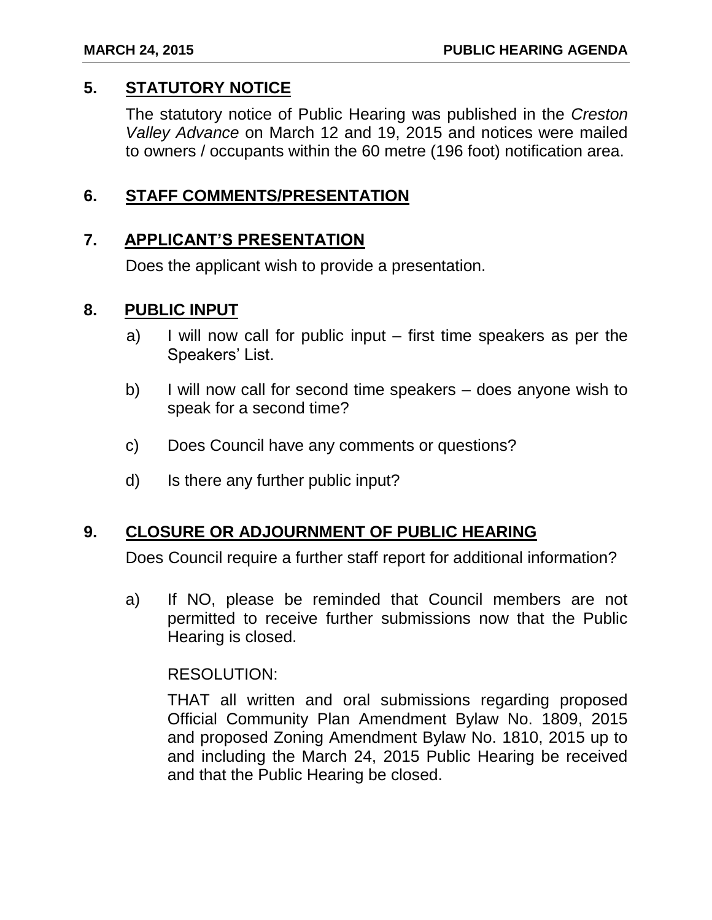## 5. STATUTORY NOTICE

The statutory notice of Public Hearing was published in the *Creston Valley Advance* on March 12 and 19, 2015 and notices were mailed to owners / occupants within the 60 metre (196 foot) notification area.

## 6. STATUTORY COMMENTS/PRESENTATION

## 7. APPLICANT'S PRESENTATION

Does the applicant wish to provide a presentation.

## 8. PUBLIC INPUT

a) I will now call for public input – first time speakers as per the Speakers' List.

b) I will now call for second time speakers – does anyone wish to speak for a second time?

c) Does Council have any comments or questions?

d) Is there any further public input?

## 9. CLOSURE OR ADJOURNMENT OF PUBLIC HEARING

Does Council require a further staff report for additional information?

a) If NO, please be reminded that Council members are not permitted to receive further submissions now that the Public Hearing is closed.

RESOLUTION:

THAT all written and oral submissions regarding proposed Official Community Plan Amendment Bylaw No. 1809, 2015 and proposed Zoning Amendment Bylaw No. 1810, 2015 up to and including the March 24, 2015 Public Hearing be received and that the Public Hearing be closed.

## 5. STATUTORY NOTICE

The statutory notice of Public Hearing was published in the *Creston Valley Advance* on March 12 and 19, 2015 and notices were mailed to owners / occupants within the 60 metre (196 foot) notification area.

## 6. STAFF COMMENTS/PRESENTATION

## 7. APPLICANT'S PRESENTATION

Does the applicant wish to provide a presentation.

## 8. PUBLIC INPUT

a) I will now call for public input – first time speakers as per the Speakers' List.

b) I will now call for second time speakers – does anyone wish to speak for a second time?

c) Does Council have any comments or questions?

d) Is there any further public input?

## 9. CLOSURE OR ADJOURNMENT OF PUBLIC HEARING

Does Council require a further staff report for additional information?

a) If NO, please be reminded that Council members are not permitted to receive further submissions now that the Public Hearing is closed.

RESOLUTION:

THAT all written and oral submissions regarding proposed Official Community Plan Amendment Bylaw No. 1809, 2015 and proposed Zoning Amendment Bylaw No. 1810, 2015 up to and including the March 24, 2015 Public Hearing be received and that the Public Hearing be closed.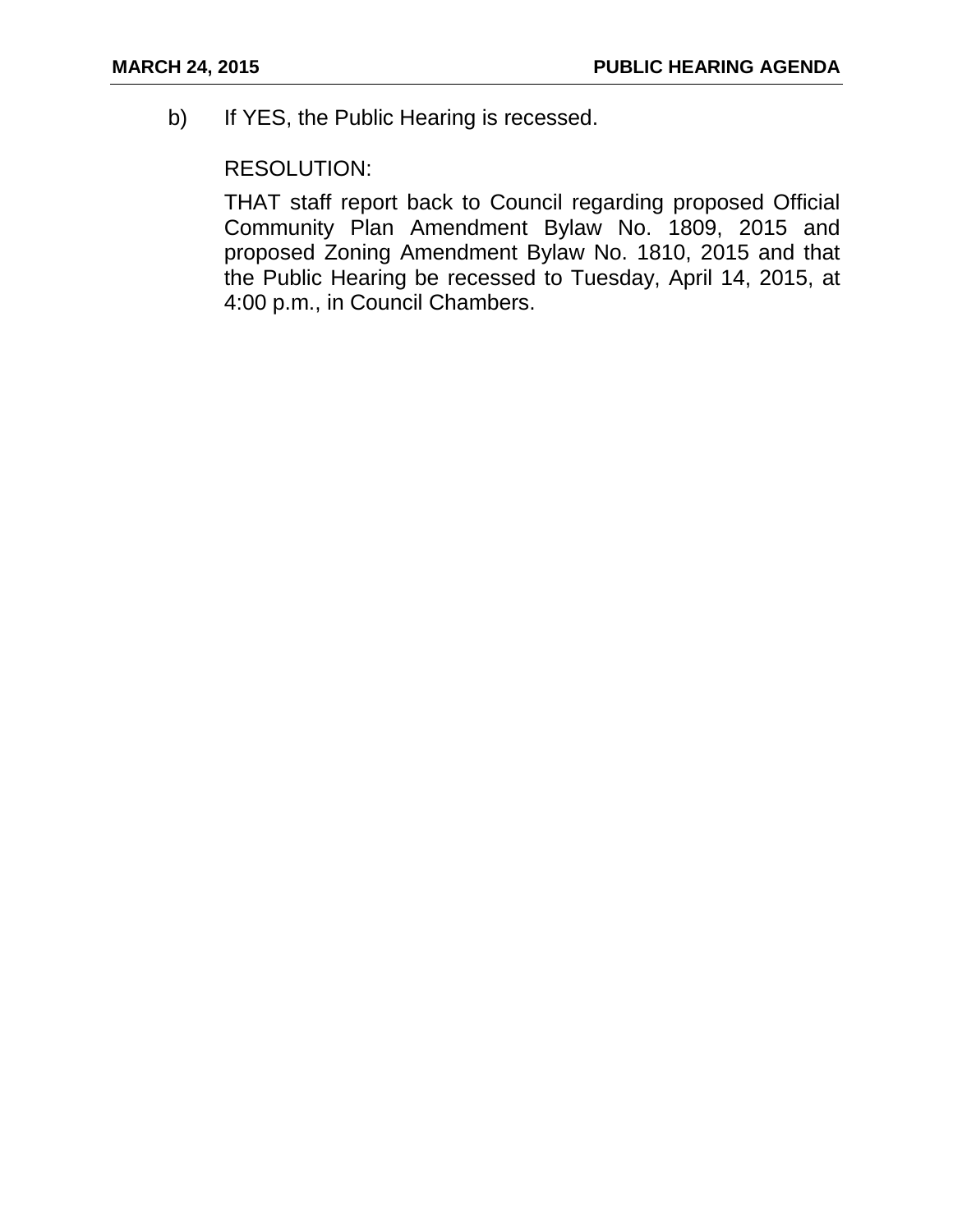b) If YES, the Public Hearing is recessed.

RESOLUTION:

THAT staff report back to Council regarding proposed Official Community Plan Amendment Bylaw No. 1809, 2015 and proposed Zoning Amendment Bylaw No. 1810, 2015 and that the Public Hearing be recessed to Tuesday, April 14, 2015, at 4:00 p.m., in Council Chambers.